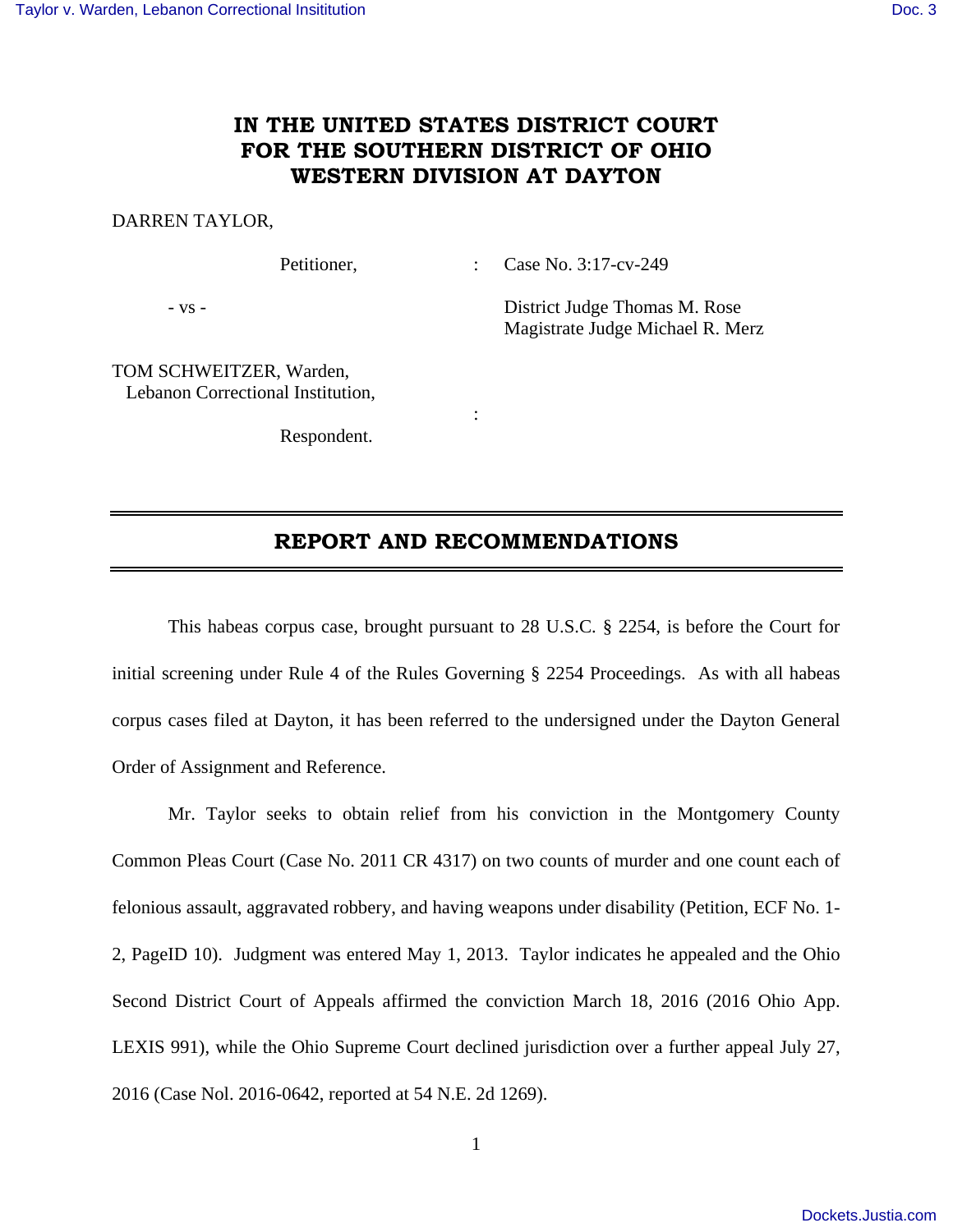# IN THE UNITED STATES DISTRICT COURT FOR THE SOUTHERN DISTRICT OF OHIO WESTERN DIVISION AT DAYTON

DARREN TAYLOR,

Petitioner, : Case No. 3:17-cv-249

- vs -

District Judge Thomas M. Rose
Magistrate Judge Michael R. Merz

TOM SCHWEITZER, Warden,
Lebanon Correctional Institution,

:

Respondent.

---

## REPORT AND RECOMMENDATIONS

---

This habeas corpus case, brought pursuant to 28 U.S.C. § 2254, is before the Court for initial screening under Rule 4 of the Rules Governing § 2254 Proceedings. As with all habeas corpus cases filed at Dayton, it has been referred to the undersigned under the Dayton General Order of Assignment and Reference.

Mr. Taylor seeks to obtain relief from his conviction in the Montgomery County Common Pleas Court (Case No. 2011 CR 4317) on two counts of murder and one count each of felonious assault, aggravated robbery, and having weapons under disability (Petition, ECF No. 1-2, PageID 10). Judgment was entered May 1, 2013. Taylor indicates he appealed and the Ohio Second District Court of Appeals affirmed the conviction March 18, 2016 (2016 Ohio App. LEXIS 991), while the Ohio Supreme Court declined jurisdiction over a further appeal July 27, 2016 (Case Nol. 2016-0642, reported at 54 N.E. 2d 1269).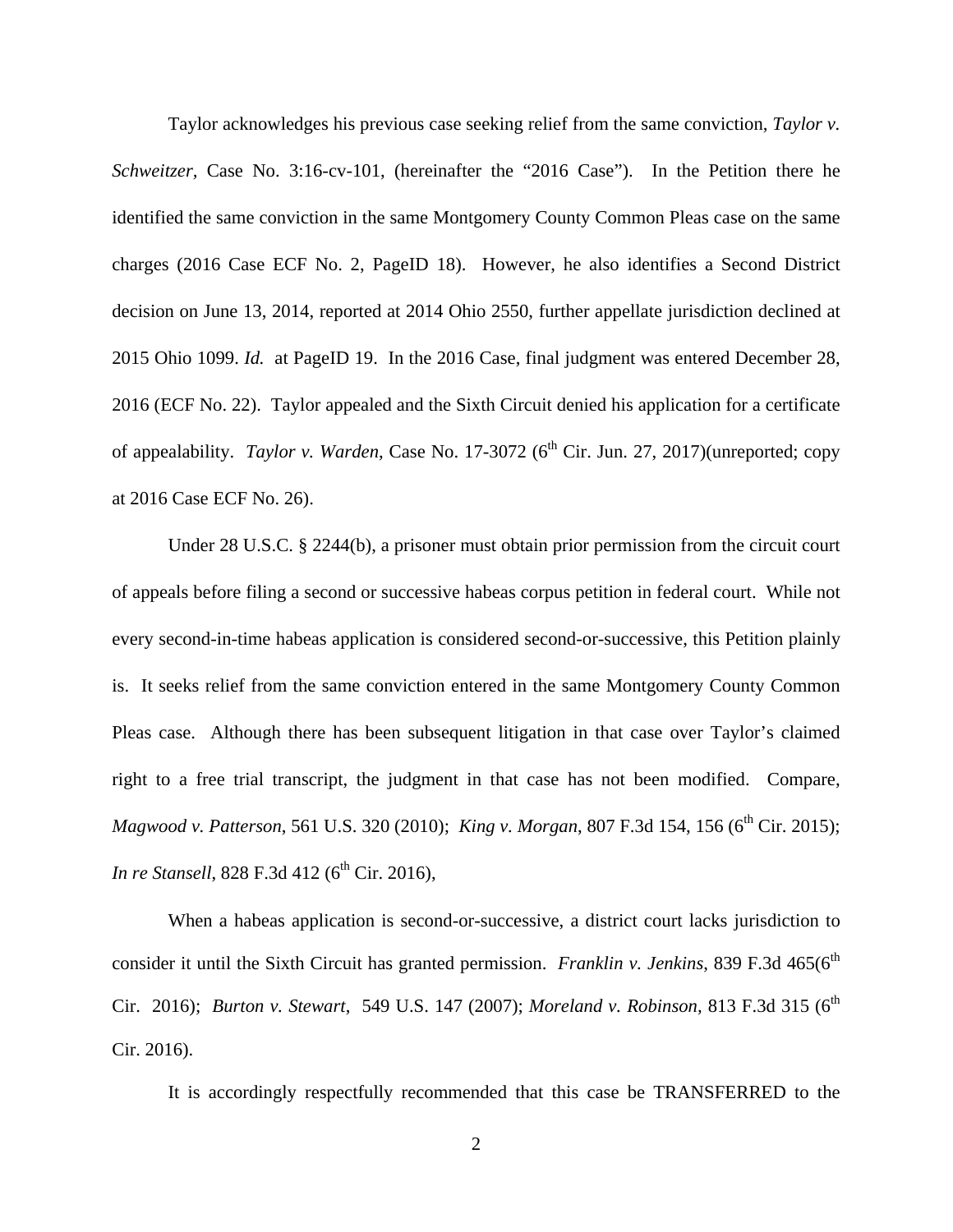Taylor acknowledges his previous case seeking relief from the same conviction, *Taylor v. Schweitzer*, Case No. 3:16-cv-101, (hereinafter the "2016 Case"). In the Petition there he identified the same conviction in the same Montgomery County Common Pleas case on the same charges (2016 Case ECF No. 2, PageID 18). However, he also identifies a Second District decision on June 13, 2014, reported at 2014 Ohio 2550, further appellate jurisdiction declined at 2015 Ohio 1099. *Id.* at PageID 19. In the 2016 Case, final judgment was entered December 28, 2016 (ECF No. 22). Taylor appealed and the Sixth Circuit denied his application for a certificate of appealability. *Taylor v. Warden*, Case No. 17-3072 (6th Cir. Jun. 27, 2017)(unreported; copy at 2016 Case ECF No. 26).

Under 28 U.S.C. § 2244(b), a prisoner must obtain prior permission from the circuit court of appeals before filing a second or successive habeas corpus petition in federal court. While not every second-in-time habeas application is considered second-or-successive, this Petition plainly is. It seeks relief from the same conviction entered in the same Montgomery County Common Pleas case. Although there has been subsequent litigation in that case over Taylor's claimed right to a free trial transcript, the judgment in that case has not been modified. Compare, *Magwood v. Patterson*, 561 U.S. 320 (2010); *King v. Morgan*, 807 F.3d 154, 156 (6th Cir. 2015); *In re Stansell*, 828 F.3d 412 (6th Cir. 2016),

When a habeas application is second-or-successive, a district court lacks jurisdiction to consider it until the Sixth Circuit has granted permission. *Franklin v. Jenkins*, 839 F.3d 465(6th Cir. 2016); *Burton v. Stewart*, 549 U.S. 147 (2007); *Moreland v. Robinson*, 813 F.3d 315 (6th Cir. 2016).

It is accordingly respectfully recommended that this case be TRANSFERRED to the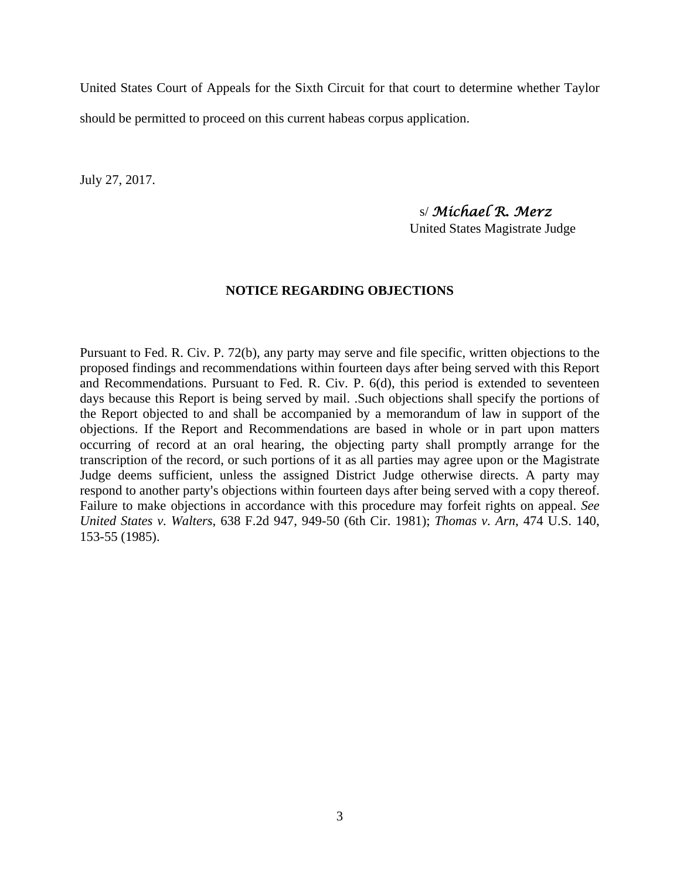United States Court of Appeals for the Sixth Circuit for that court to determine whether Taylor should be permitted to proceed on this current habeas corpus application.

July 27, 2017.

s/ *Michael R. Merz*
United States Magistrate Judge

**NOTICE REGARDING OBJECTIONS**

Pursuant to Fed. R. Civ. P. 72(b), any party may serve and file specific, written objections to the proposed findings and recommendations within fourteen days after being served with this Report and Recommendations. Pursuant to Fed. R. Civ. P. 6(d), this period is extended to seventeen days because this Report is being served by mail. .Such objections shall specify the portions of the Report objected to and shall be accompanied by a memorandum of law in support of the objections. If the Report and Recommendations are based in whole or in part upon matters occurring of record at an oral hearing, the objecting party shall promptly arrange for the transcription of the record, or such portions of it as all parties may agree upon or the Magistrate Judge deems sufficient, unless the assigned District Judge otherwise directs. A party may respond to another party's objections within fourteen days after being served with a copy thereof. Failure to make objections in accordance with this procedure may forfeit rights on appeal. *See United States v. Walters*, 638 F.2d 947, 949-50 (6th Cir. 1981); *Thomas v. Arn*, 474 U.S. 140, 153-55 (1985).